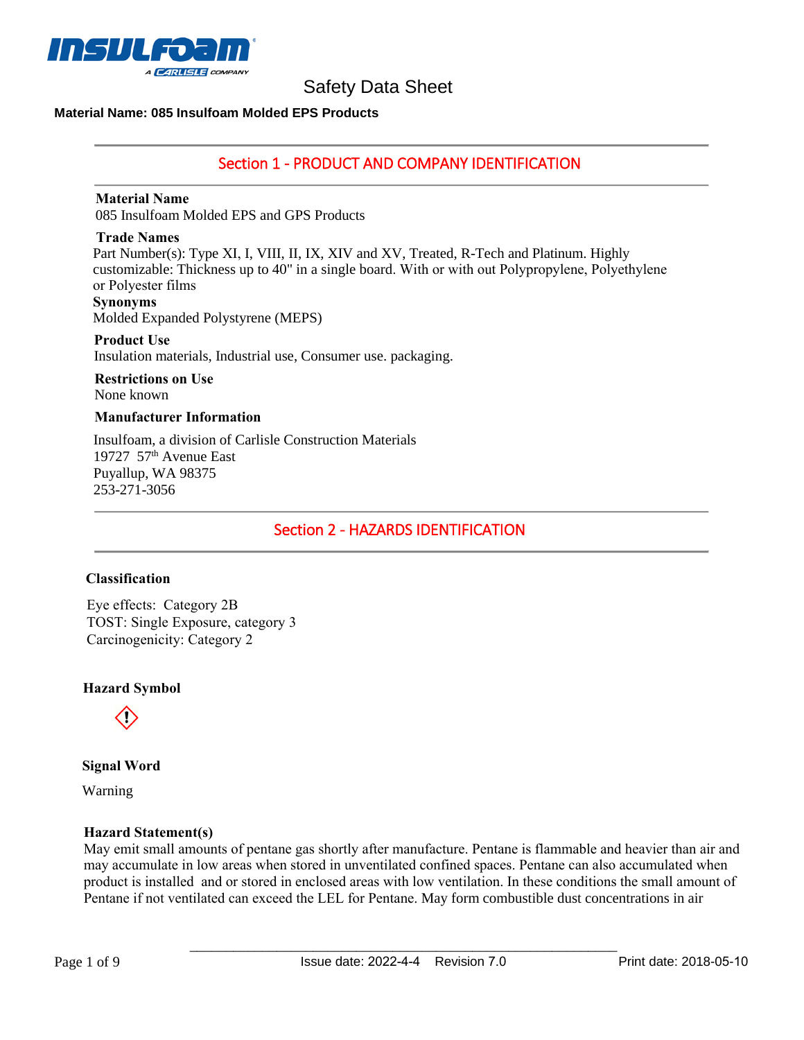# Safety Data Sheet

**Material Name: 085 Insulfoam Molded EPS Products**

## Section 1 - PRODUCT AND COMPANY IDENTIFICATION

**Material Name**
085 Insulfoam Molded EPS and GPS Products

**Trade Names**
Part Number(s): Type XI, I, VIII, II, IX, XIV and XV, Treated, R-Tech and Platinum. Highly customizable: Thickness up to 40" in a single board. With or with out Polypropylene, Polyethylene or Polyester films

**Synonyms**
Molded Expanded Polystyrene (MEPS)

**Product Use**
Insulation materials, Industrial use, Consumer use. packaging.

**Restrictions on Use**
None known

**Manufacturer Information**

Insulfoam, a division of Carlisle Construction Materials
19727 57th Avenue East
Puyallup, WA 98375
253-271-3056

## Section 2 - HAZARDS IDENTIFICATION

**Classification**

Eye effects: Category 2B
TOST: Single Exposure, category 3
Carcinogenicity: Category 2

**Hazard Symbol**

**Signal Word**

Warning

**Hazard Statement(s)**
May emit small amounts of pentane gas shortly after manufacture. Pentane is flammable and heavier than air and may accumulate in low areas when stored in unventilated confined spaces. Pentane can also accumulated when product is installed and or stored in enclosed areas with low ventilation. In these conditions the small amount of Pentane if not ventilated can exceed the LEL for Pentane. May form combustible dust concentrations in air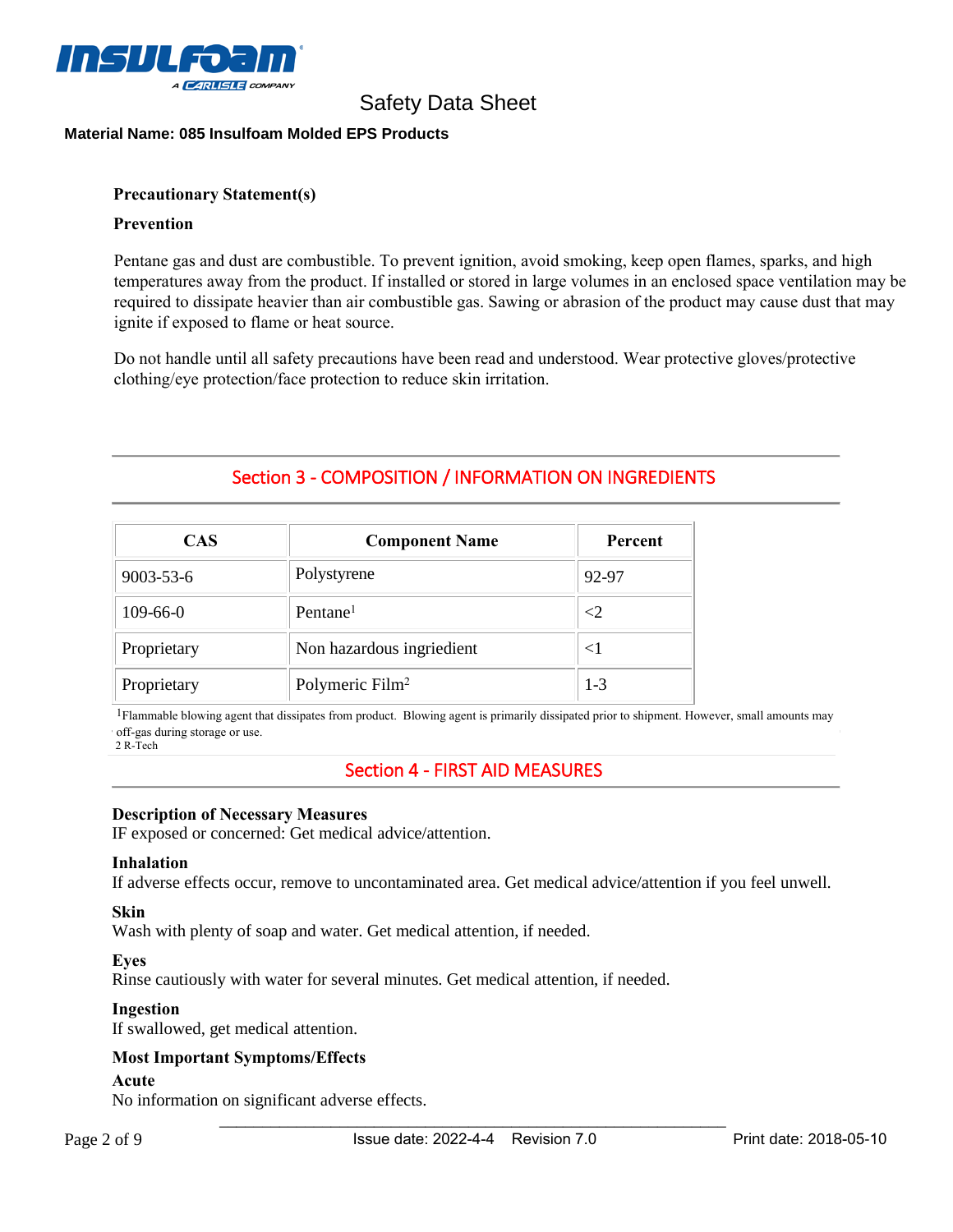**Precautionary Statement(s)**

**Prevention**

Pentane gas and dust are combustible. To prevent ignition, avoid smoking, keep open flames, sparks, and high temperatures away from the product. If installed or stored in large volumes in an enclosed space ventilation may be required to dissipate heavier than air combustible gas. Sawing or abrasion of the product may cause dust that may ignite if exposed to flame or heat source.

Do not handle until all safety precautions have been read and understood. Wear protective gloves/protective clothing/eye protection/face protection to reduce skin irritation.

## Section 3 - COMPOSITION / INFORMATION ON INGREDIENTS

| CAS | Component Name | Percent |
|---|---|---|
| 9003-53-6 | Polystyrene | 92-97 |
| 109-66-0 | Pentane[1] | <2 |
| Proprietary | Non hazardous ingredient | <1 |
| Proprietary | Polymeric Film[2] | 1-3 |

[1]Flammable blowing agent that dissipates from product. Blowing agent is primarily dissipated prior to shipment. However, small amounts may off-gas during storage or use.
2 R-Tech

## Section 4 - FIRST AID MEASURES

**Description of Necessary Measures**
IF exposed or concerned: Get medical advice/attention.

**Inhalation**
If adverse effects occur, remove to uncontaminated area. Get medical advice/attention if you feel unwell.

**Skin**
Wash with plenty of soap and water. Get medical attention, if needed.

**Eyes**
Rinse cautiously with water for several minutes. Get medical attention, if needed.

**Ingestion**
If swallowed, get medical attention.

**Most Important Symptoms/Effects**

**Acute**
No information on significant adverse effects.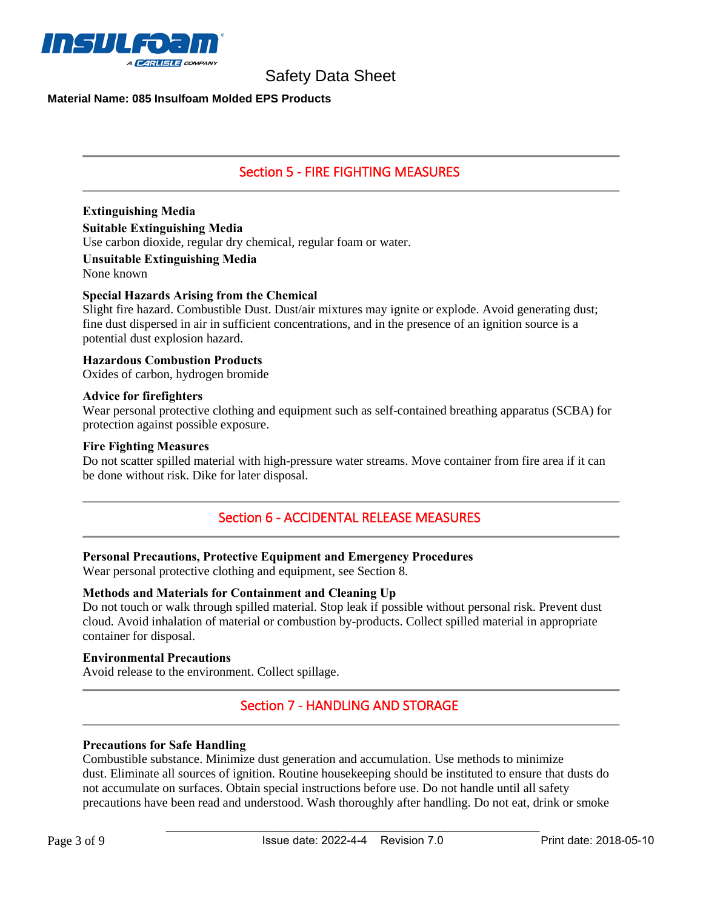## Section 5 - FIRE FIGHTING MEASURES

**Extinguishing Media**

**Suitable Extinguishing Media**

Use carbon dioxide, regular dry chemical, regular foam or water.

**Unsuitable Extinguishing Media**

None known

**Special Hazards Arising from the Chemical**

Slight fire hazard. Combustible Dust. Dust/air mixtures may ignite or explode. Avoid generating dust; fine dust dispersed in air in sufficient concentrations, and in the presence of an ignition source is a potential dust explosion hazard.

**Hazardous Combustion Products**

Oxides of carbon, hydrogen bromide

**Advice for firefighters**

Wear personal protective clothing and equipment such as self-contained breathing apparatus (SCBA) for protection against possible exposure.

**Fire Fighting Measures**

Do not scatter spilled material with high-pressure water streams. Move container from fire area if it can be done without risk. Dike for later disposal.

## Section 6 - ACCIDENTAL RELEASE MEASURES

**Personal Precautions, Protective Equipment and Emergency Procedures**

Wear personal protective clothing and equipment, see Section 8.

**Methods and Materials for Containment and Cleaning Up**

Do not touch or walk through spilled material. Stop leak if possible without personal risk. Prevent dust cloud. Avoid inhalation of material or combustion by-products. Collect spilled material in appropriate container for disposal.

**Environmental Precautions**

Avoid release to the environment. Collect spillage.

## Section 7 - HANDLING AND STORAGE

**Precautions for Safe Handling**

Combustible substance. Minimize dust generation and accumulation. Use methods to minimize dust. Eliminate all sources of ignition. Routine housekeeping should be instituted to ensure that dusts do not accumulate on surfaces. Obtain special instructions before use. Do not handle until all safety precautions have been read and understood. Wash thoroughly after handling. Do not eat, drink or smoke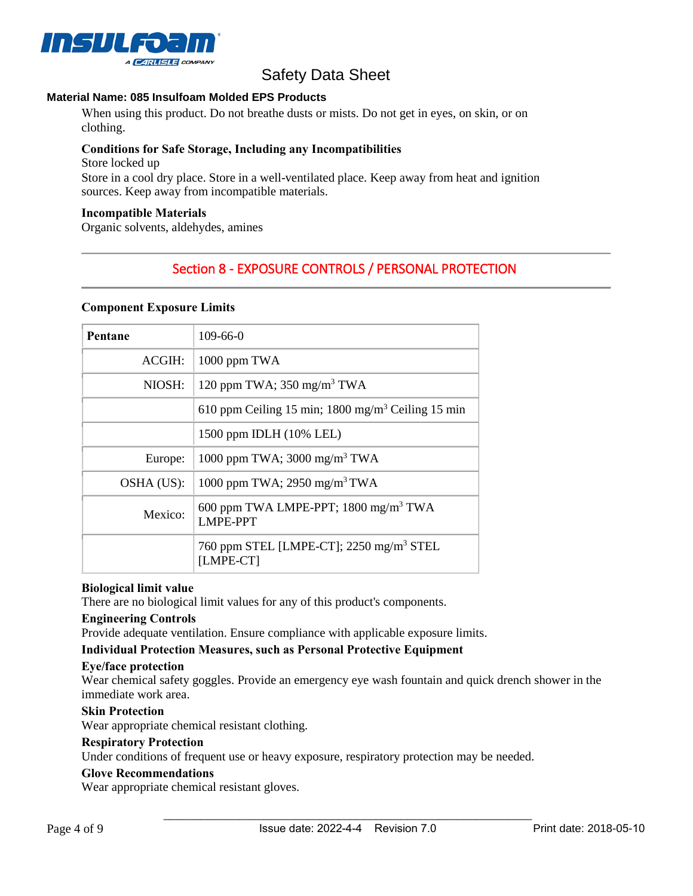**Material Name: 085 Insulfoam Molded EPS Products**

When using this product. Do not breathe dusts or mists. Do not get in eyes, on skin, or on clothing.

**Conditions for Safe Storage, Including any Incompatibilities**

Store locked up

Store in a cool dry place. Store in a well-ventilated place. Keep away from heat and ignition sources. Keep away from incompatible materials.

**Incompatible Materials**

Organic solvents, aldehydes, amines

## Section 8 - EXPOSURE CONTROLS / PERSONAL PROTECTION

**Component Exposure Limits**

| **Pentane** | 109-66-0 |
|---|---|
| ACGIH: | 1000 ppm TWA |
| NIOSH: | 120 ppm TWA; 350 mg/m$^3$ TWA |
| | 610 ppm Ceiling 15 min; 1800 mg/m$^3$ Ceiling 15 min |
| | 1500 ppm IDLH (10% LEL) |
| Europe: | 1000 ppm TWA; 3000 mg/m$^3$ TWA |
| OSHA (US): | 1000 ppm TWA; 2950 mg/m$^3$ TWA |
| Mexico: | 600 ppm TWA LMPE-PPT; 1800 mg/m$^3$ TWA LMPE-PPT |
| | 760 ppm STEL [LMPE-CT]; 2250 mg/m$^3$ STEL [LMPE-CT] |

**Biological limit value**

There are no biological limit values for any of this product's components.

**Engineering Controls**

Provide adequate ventilation. Ensure compliance with applicable exposure limits.

**Individual Protection Measures, such as Personal Protective Equipment**

**Eye/face protection**

Wear chemical safety goggles. Provide an emergency eye wash fountain and quick drench shower in the immediate work area.

**Skin Protection**

Wear appropriate chemical resistant clothing.

**Respiratory Protection**

Under conditions of frequent use or heavy exposure, respiratory protection may be needed.

**Glove Recommendations**

Wear appropriate chemical resistant gloves.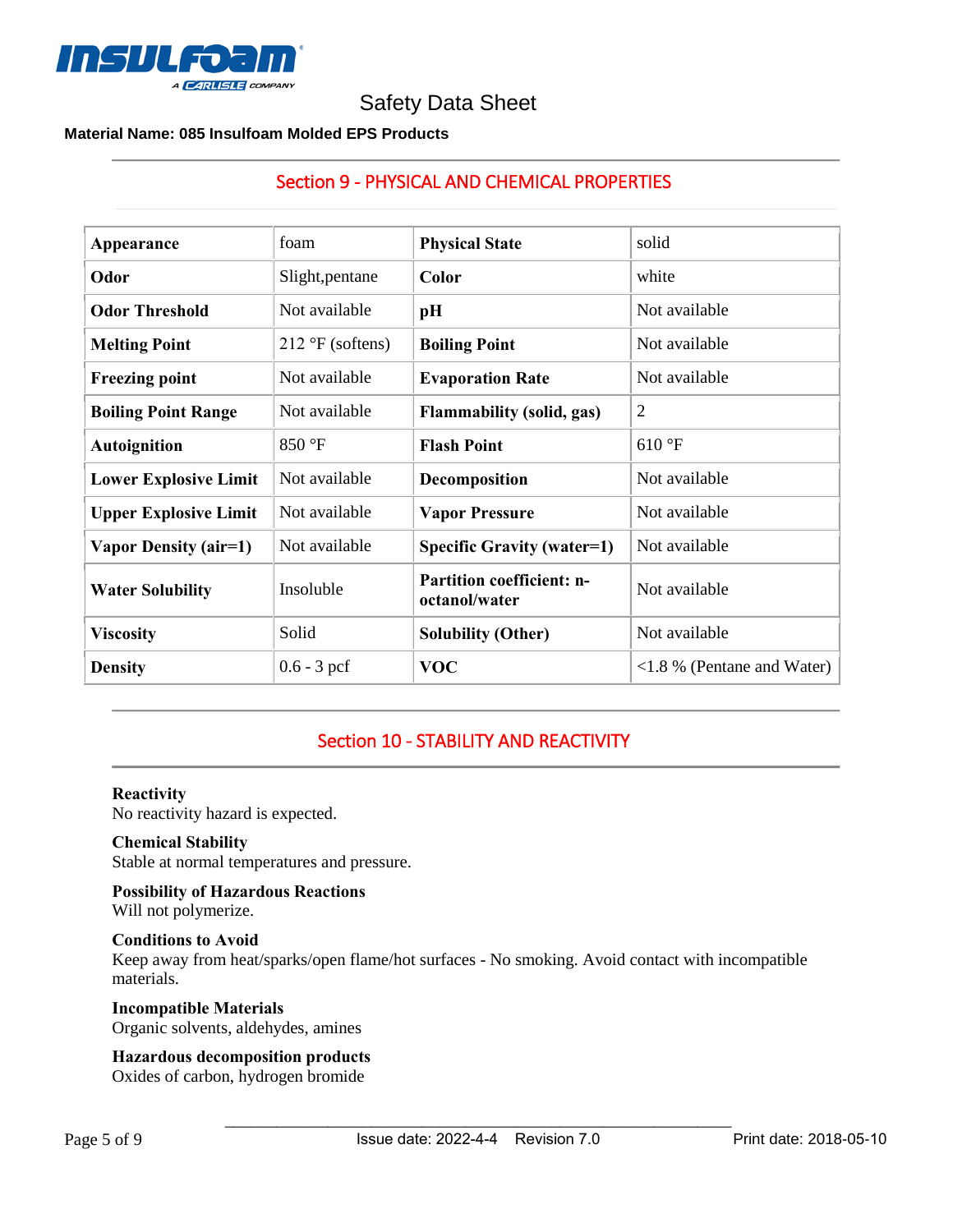Safety Data Sheet

**Material Name: 085 Insulfoam Molded EPS Products**

## Section 9 - PHYSICAL AND CHEMICAL PROPERTIES

| | | | |
|---|---|---|---|
| **Appearance** | foam | **Physical State** | solid |
| **Odor** | Slight,pentane | **Color** | white |
| **Odor Threshold** | Not available | **pH** | Not available |
| **Melting Point** | 212 °F (softens) | **Boiling Point** | Not available |
| **Freezing point** | Not available | **Evaporation Rate** | Not available |
| **Boiling Point Range** | Not available | **Flammability (solid, gas)** | 2 |
| **Autoignition** | 850 °F | **Flash Point** | 610 °F |
| **Lower Explosive Limit** | Not available | **Decomposition** | Not available |
| **Upper Explosive Limit** | Not available | **Vapor Pressure** | Not available |
| **Vapor Density (air=1)** | Not available | **Specific Gravity (water=1)** | Not available |
| **Water Solubility** | Insoluble | **Partition coefficient: n-octanol/water** | Not available |
| **Viscosity** | Solid | **Solubility (Other)** | Not available |
| **Density** | 0.6 - 3 pcf | **VOC** | <1.8 % (Pentane and Water) |

## Section 10 - STABILITY AND REACTIVITY

**Reactivity**
No reactivity hazard is expected.

**Chemical Stability**
Stable at normal temperatures and pressure.

**Possibility of Hazardous Reactions**
Will not polymerize.

**Conditions to Avoid**
Keep away from heat/sparks/open flame/hot surfaces - No smoking. Avoid contact with incompatible materials.

**Incompatible Materials**
Organic solvents, aldehydes, amines

**Hazardous decomposition products**
Oxides of carbon, hydrogen bromide

Issue date: 2022-4-4 Revision 7.0 Print date: 2018-05-10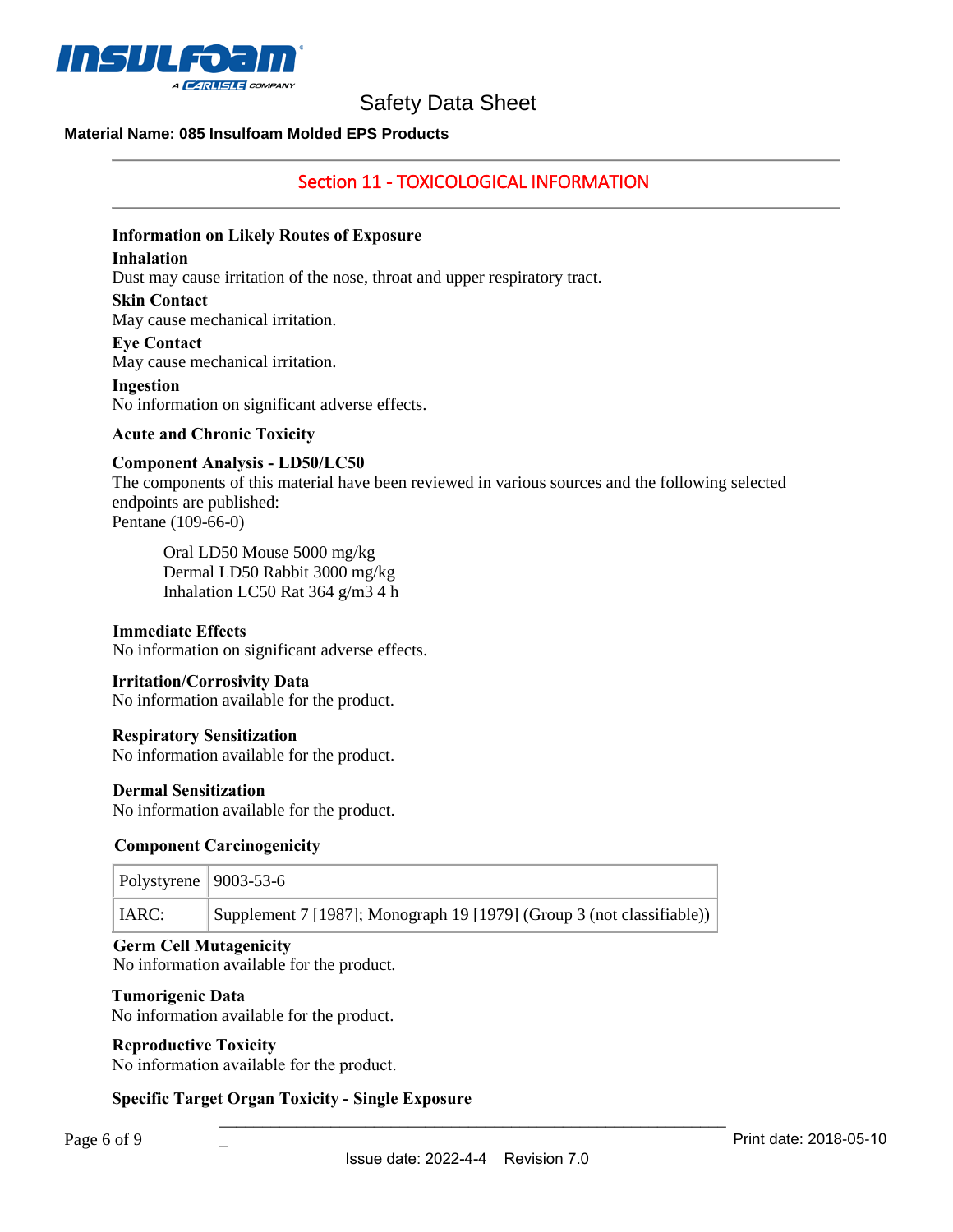## Section 11 - TOXICOLOGICAL INFORMATION

### Information on Likely Routes of Exposure

**Inhalation**
Dust may cause irritation of the nose, throat and upper respiratory tract.

**Skin Contact**
May cause mechanical irritation.

**Eye Contact**
May cause mechanical irritation.

**Ingestion**
No information on significant adverse effects.

### Acute and Chronic Toxicity

**Component Analysis - LD50/LC50**
The components of this material have been reviewed in various sources and the following selected endpoints are published:
Pentane (109-66-0)

> Oral LD50 Mouse 5000 mg/kg
> Dermal LD50 Rabbit 3000 mg/kg
> Inhalation LC50 Rat 364 g/m3 4 h

**Immediate Effects**
No information on significant adverse effects.

**Irritation/Corrosivity Data**
No information available for the product.

**Respiratory Sensitization**
No information available for the product.

**Dermal Sensitization**
No information available for the product.

**Component Carcinogenicity**

| Polystyrene | 9003-53-6 |
|---|---|
| IARC: | Supplement 7 [1987]; Monograph 19 [1979] (Group 3 (not classifiable)) |

**Germ Cell Mutagenicity**
No information available for the product.

**Tumorigenic Data**
No information available for the product.

**Reproductive Toxicity**
No information available for the product.

**Specific Target Organ Toxicity - Single Exposure**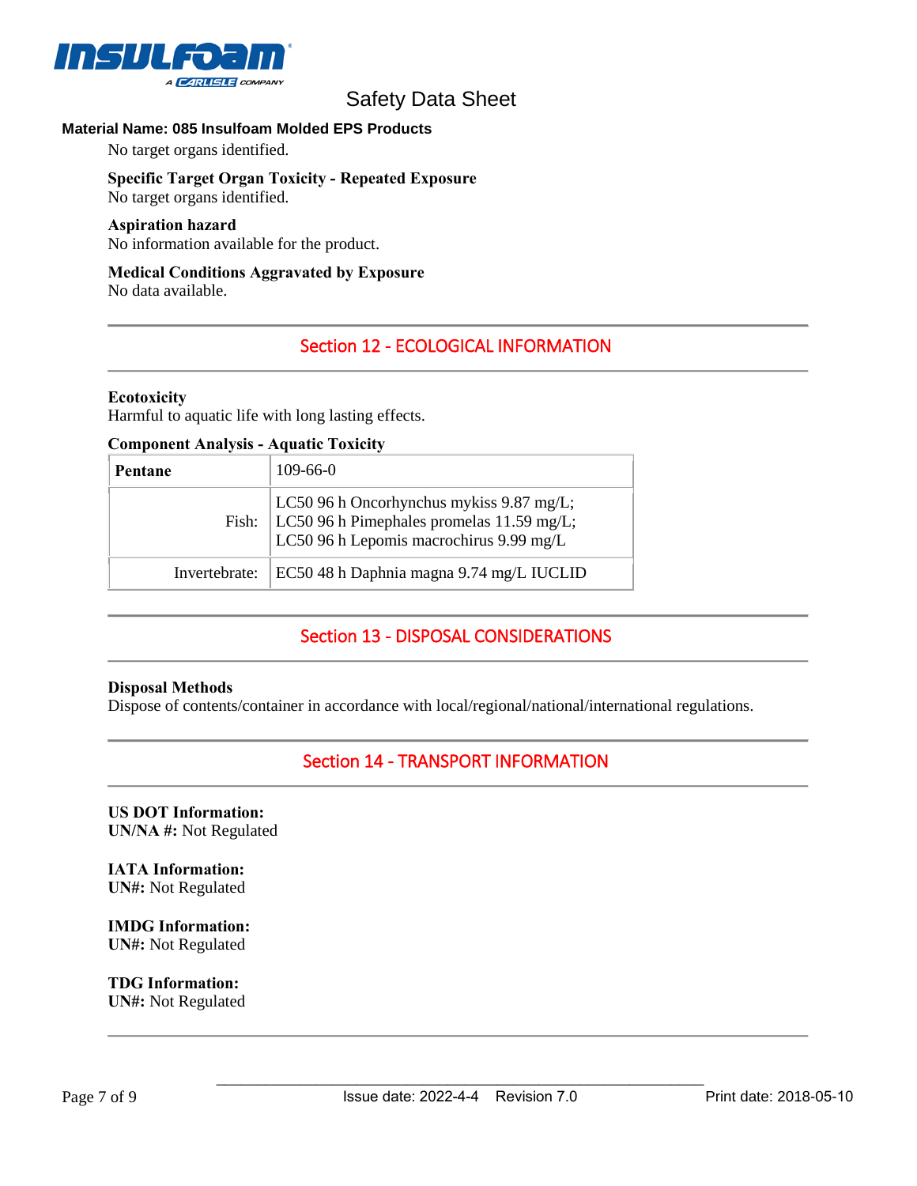No target organs identified.

**Specific Target Organ Toxicity - Repeated Exposure**
No target organs identified.

**Aspiration hazard**
No information available for the product.

**Medical Conditions Aggravated by Exposure**
No data available.

## Section 12 - ECOLOGICAL INFORMATION

**Ecotoxicity**
Harmful to aquatic life with long lasting effects.

**Component Analysis - Aquatic Toxicity**

| **Pentane** | 109-66-0 |
|---|---|
| Fish: | LC50 96 h Oncorhynchus mykiss 9.87 mg/L; LC50 96 h Pimephales promelas 11.59 mg/L; LC50 96 h Lepomis macrochirus 9.99 mg/L |
| Invertebrate: | EC50 48 h Daphnia magna 9.74 mg/L IUCLID |

## Section 13 - DISPOSAL CONSIDERATIONS

**Disposal Methods**
Dispose of contents/container in accordance with local/regional/national/international regulations.

## Section 14 - TRANSPORT INFORMATION

**US DOT Information:**
**UN/NA #:** Not Regulated

**IATA Information:**
**UN#:** Not Regulated

**IMDG Information:**
**UN#:** Not Regulated

**TDG Information:**
**UN#:** Not Regulated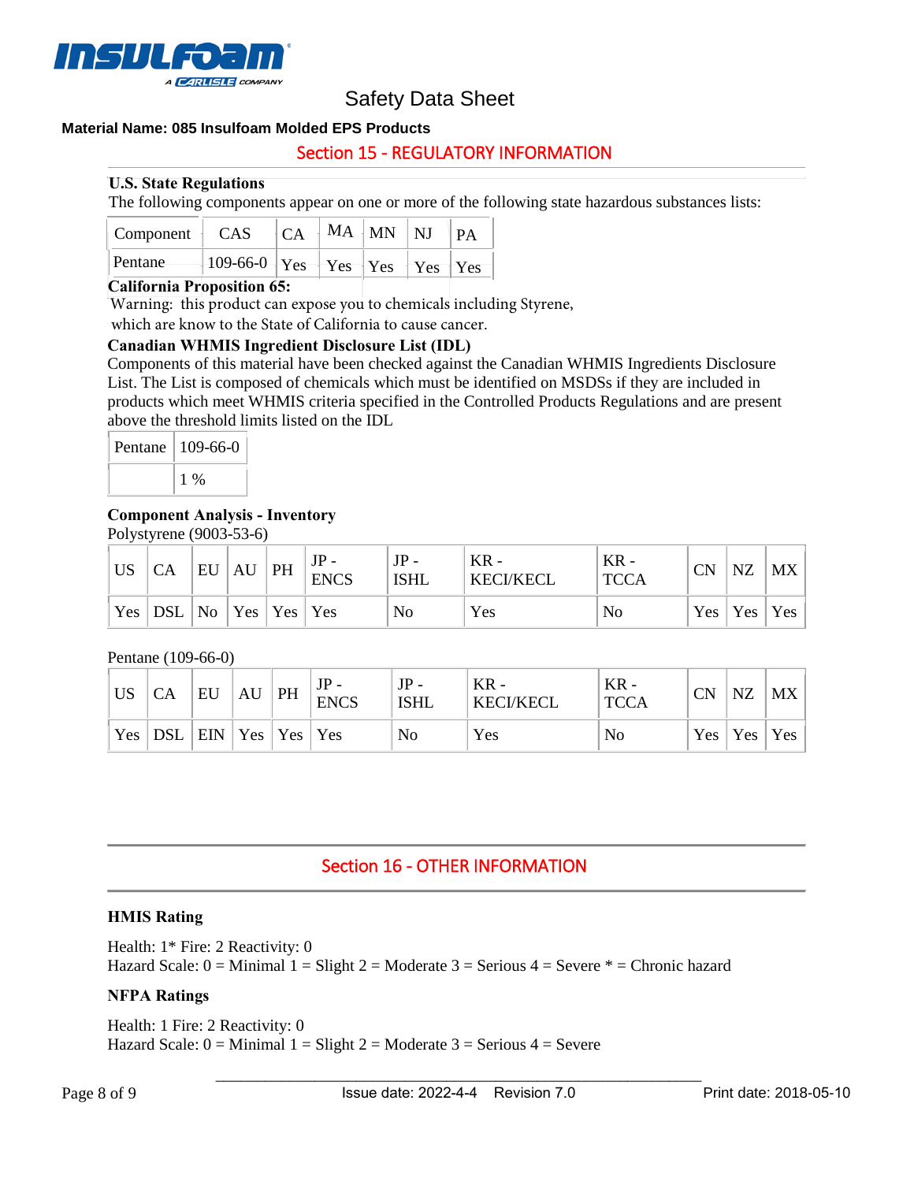Material Name: 085 Insulfoam Molded EPS Products

## Section 15 - REGULATORY INFORMATION

**U.S. State Regulations**

The following components appear on one or more of the following state hazardous substances lists:

| Component | CAS | CA | MA | MN | NJ | PA |
|---|---|---|---|---|---|---|
| Pentane | 109-66-0 | Yes | Yes | Yes | Yes | Yes |

**California Proposition 65:**

Warning: this product can expose you to chemicals including Styrene, which are know to the State of California to cause cancer.

**Canadian WHMIS Ingredient Disclosure List (IDL)**

Components of this material have been checked against the Canadian WHMIS Ingredients Disclosure List. The List is composed of chemicals which must be identified on MSDSs if they are included in products which meet WHMIS criteria specified in the Controlled Products Regulations and are present above the threshold limits listed on the IDL

| Pentane | 109-66-0 |
|---|---|
| | 1 % |

**Component Analysis - Inventory**

Polystyrene (9003-53-6)

| US | CA | EU | AU | PH | JP - ENCS | JP - ISHL | KR - KECI/KECL | KR - TCCA | CN | NZ | MX |
|---|---|---|---|---|---|---|---|---|---|---|---|
| Yes | DSL | No | Yes | Yes | Yes | No | Yes | No | Yes | Yes | Yes |

Pentane (109-66-0)

| US | CA | EU | AU | PH | JP - ENCS | JP - ISHL | KR - KECI/KECL | KR - TCCA | CN | NZ | MX |
|---|---|---|---|---|---|---|---|---|---|---|---|
| Yes | DSL | EIN | Yes | Yes | Yes | No | Yes | No | Yes | Yes | Yes |

## Section 16 - OTHER INFORMATION

**HMIS Rating**

Health: 1* Fire: 2 Reactivity: 0
Hazard Scale: 0 = Minimal 1 = Slight 2 = Moderate 3 = Serious 4 = Severe * = Chronic hazard

**NFPA Ratings**

Health: 1 Fire: 2 Reactivity: 0
Hazard Scale: 0 = Minimal 1 = Slight 2 = Moderate 3 = Serious 4 = Severe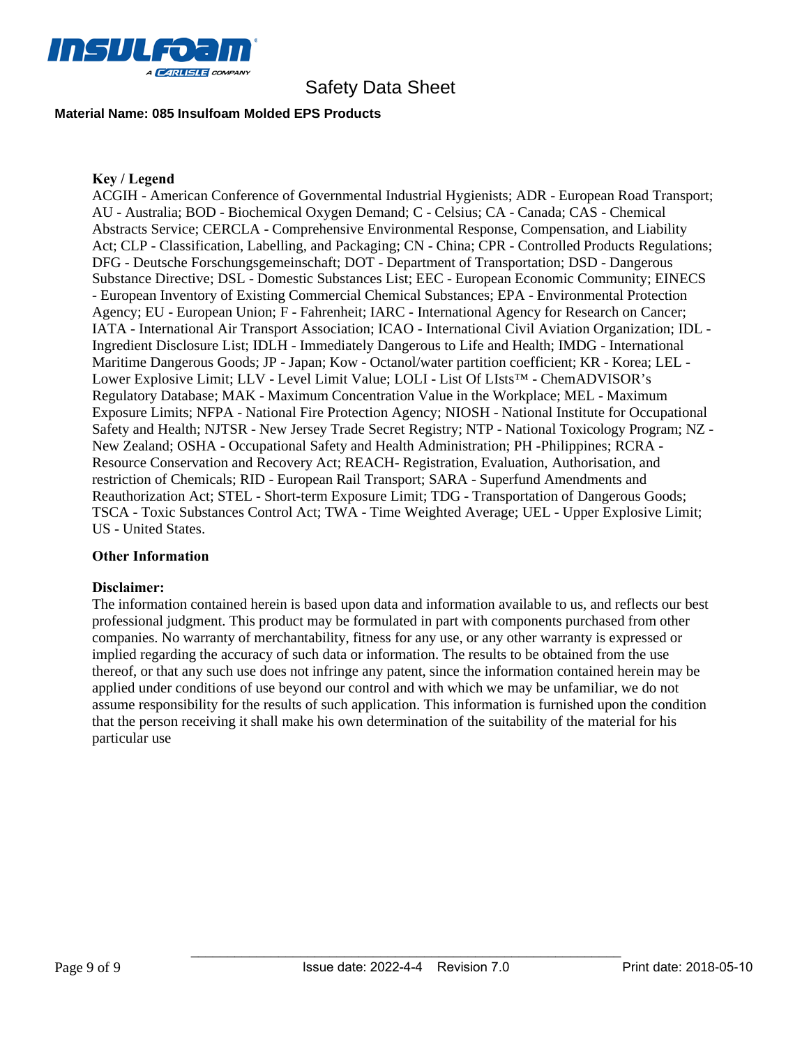**Key / Legend**

ACGIH - American Conference of Governmental Industrial Hygienists; ADR - European Road Transport; AU - Australia; BOD - Biochemical Oxygen Demand; C - Celsius; CA - Canada; CAS - Chemical Abstracts Service; CERCLA - Comprehensive Environmental Response, Compensation, and Liability Act; CLP - Classification, Labelling, and Packaging; CN - China; CPR - Controlled Products Regulations; DFG - Deutsche Forschungsgemeinschaft; DOT - Department of Transportation; DSD - Dangerous Substance Directive; DSL - Domestic Substances List; EEC - European Economic Community; EINECS - European Inventory of Existing Commercial Chemical Substances; EPA - Environmental Protection Agency; EU - European Union; F - Fahrenheit; IARC - International Agency for Research on Cancer; IATA - International Air Transport Association; ICAO - International Civil Aviation Organization; IDL - Ingredient Disclosure List; IDLH - Immediately Dangerous to Life and Health; IMDG - International Maritime Dangerous Goods; JP - Japan; Kow - Octanol/water partition coefficient; KR - Korea; LEL - Lower Explosive Limit; LLV - Level Limit Value; LOLI - List Of LIsts™ - ChemADVISOR's Regulatory Database; MAK - Maximum Concentration Value in the Workplace; MEL - Maximum Exposure Limits; NFPA - National Fire Protection Agency; NIOSH - National Institute for Occupational Safety and Health; NJTSR - New Jersey Trade Secret Registry; NTP - National Toxicology Program; NZ - New Zealand; OSHA - Occupational Safety and Health Administration; PH -Philippines; RCRA - Resource Conservation and Recovery Act; REACH- Registration, Evaluation, Authorisation, and restriction of Chemicals; RID - European Rail Transport; SARA - Superfund Amendments and Reauthorization Act; STEL - Short-term Exposure Limit; TDG - Transportation of Dangerous Goods; TSCA - Toxic Substances Control Act; TWA - Time Weighted Average; UEL - Upper Explosive Limit; US - United States.

**Other Information**

**Disclaimer:**

The information contained herein is based upon data and information available to us, and reflects our best professional judgment. This product may be formulated in part with components purchased from other companies. No warranty of merchantability, fitness for any use, or any other warranty is expressed or implied regarding the accuracy of such data or information. The results to be obtained from the use thereof, or that any such use does not infringe any patent, since the information contained herein may be applied under conditions of use beyond our control and with which we may be unfamiliar, we do not assume responsibility for the results of such application. This information is furnished upon the condition that the person receiving it shall make his own determination of the suitability of the material for his particular use